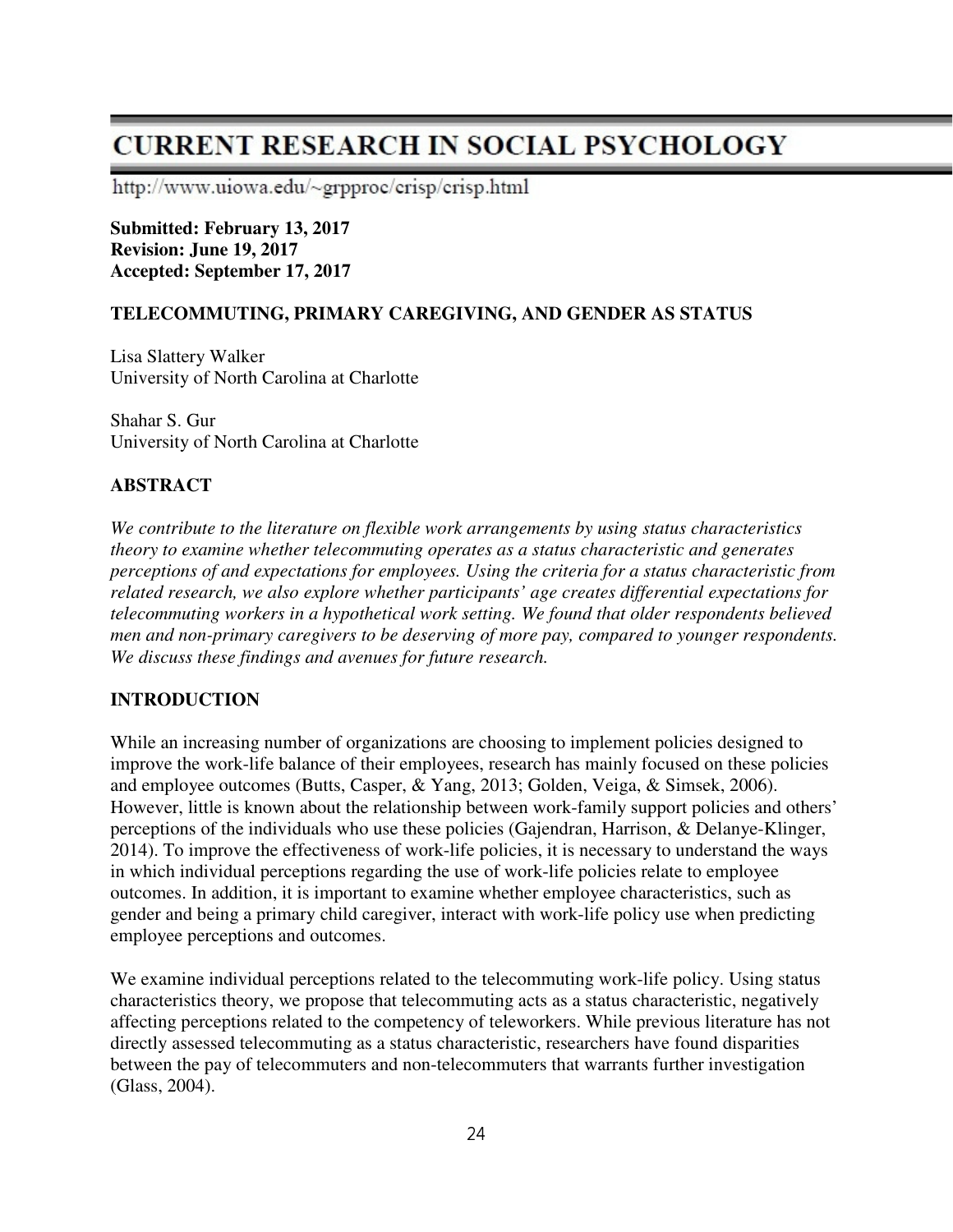# CURRENT RESEARCH IN SOCIAL PSYCHOLOGY

http://www.uiowa.edu/~grpproc/crisp/crisp.html

**Submitted: February 13, 2017**
**Revision: June 19, 2017**
**Accepted: September 17, 2017**

## TELECOMMUTING, PRIMARY CAREGIVING, AND GENDER AS STATUS

Lisa Slattery Walker
University of North Carolina at Charlotte

Shahar S. Gur
University of North Carolina at Charlotte

## ABSTRACT

*We contribute to the literature on flexible work arrangements by using status characteristics theory to examine whether telecommuting operates as a status characteristic and generates perceptions of and expectations for employees. Using the criteria for a status characteristic from related research, we also explore whether participants' age creates differential expectations for telecommuting workers in a hypothetical work setting. We found that older respondents believed men and non-primary caregivers to be deserving of more pay, compared to younger respondents. We discuss these findings and avenues for future research.*

## INTRODUCTION

While an increasing number of organizations are choosing to implement policies designed to improve the work-life balance of their employees, research has mainly focused on these policies and employee outcomes (Butts, Casper, & Yang, 2013; Golden, Veiga, & Simsek, 2006). However, little is known about the relationship between work-family support policies and others' perceptions of the individuals who use these policies (Gajendran, Harrison, & Delanye-Klinger, 2014). To improve the effectiveness of work-life policies, it is necessary to understand the ways in which individual perceptions regarding the use of work-life policies relate to employee outcomes. In addition, it is important to examine whether employee characteristics, such as gender and being a primary child caregiver, interact with work-life policy use when predicting employee perceptions and outcomes.

We examine individual perceptions related to the telecommuting work-life policy. Using status characteristics theory, we propose that telecommuting acts as a status characteristic, negatively affecting perceptions related to the competency of teleworkers. While previous literature has not directly assessed telecommuting as a status characteristic, researchers have found disparities between the pay of telecommuters and non-telecommuters that warrants further investigation (Glass, 2004).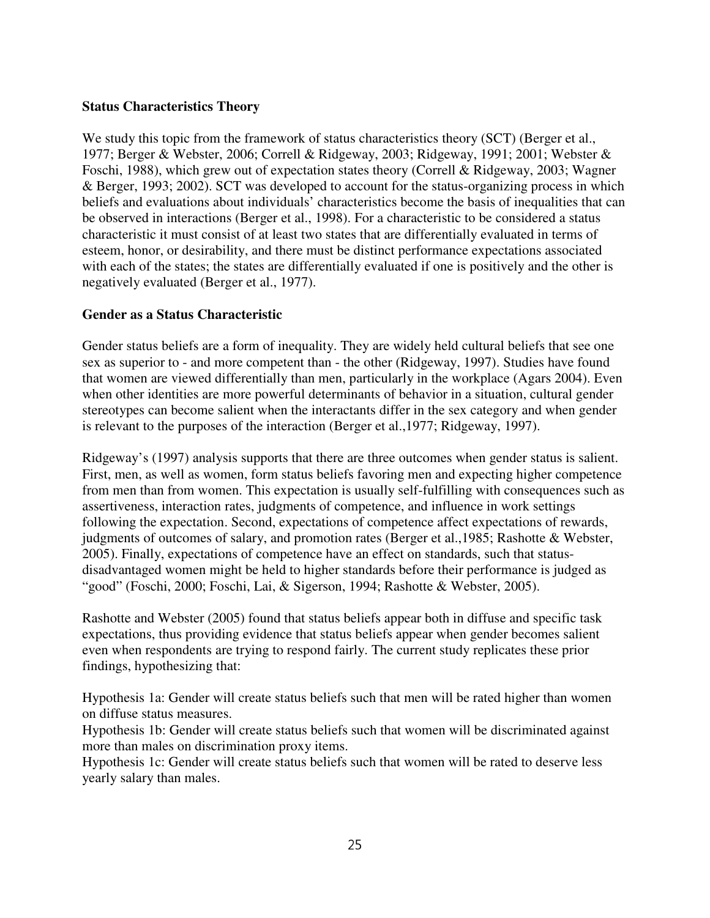**Status Characteristics Theory**

We study this topic from the framework of status characteristics theory (SCT) (Berger et al., 1977; Berger & Webster, 2006; Correll & Ridgeway, 2003; Ridgeway, 1991; 2001; Webster & Foschi, 1988), which grew out of expectation states theory (Correll & Ridgeway, 2003; Wagner & Berger, 1993; 2002). SCT was developed to account for the status-organizing process in which beliefs and evaluations about individuals' characteristics become the basis of inequalities that can be observed in interactions (Berger et al., 1998). For a characteristic to be considered a status characteristic it must consist of at least two states that are differentially evaluated in terms of esteem, honor, or desirability, and there must be distinct performance expectations associated with each of the states; the states are differentially evaluated if one is positively and the other is negatively evaluated (Berger et al., 1977).

**Gender as a Status Characteristic**

Gender status beliefs are a form of inequality. They are widely held cultural beliefs that see one sex as superior to - and more competent than - the other (Ridgeway, 1997). Studies have found that women are viewed differentially than men, particularly in the workplace (Agars 2004). Even when other identities are more powerful determinants of behavior in a situation, cultural gender stereotypes can become salient when the interactants differ in the sex category and when gender is relevant to the purposes of the interaction (Berger et al.,1977; Ridgeway, 1997).

Ridgeway's (1997) analysis supports that there are three outcomes when gender status is salient. First, men, as well as women, form status beliefs favoring men and expecting higher competence from men than from women. This expectation is usually self-fulfilling with consequences such as assertiveness, interaction rates, judgments of competence, and influence in work settings following the expectation. Second, expectations of competence affect expectations of rewards, judgments of outcomes of salary, and promotion rates (Berger et al.,1985; Rashotte & Webster, 2005). Finally, expectations of competence have an effect on standards, such that status-disadvantaged women might be held to higher standards before their performance is judged as "good" (Foschi, 2000; Foschi, Lai, & Sigerson, 1994; Rashotte & Webster, 2005).

Rashotte and Webster (2005) found that status beliefs appear both in diffuse and specific task expectations, thus providing evidence that status beliefs appear when gender becomes salient even when respondents are trying to respond fairly. The current study replicates these prior findings, hypothesizing that:

Hypothesis 1a: Gender will create status beliefs such that men will be rated higher than women on diffuse status measures.

Hypothesis 1b: Gender will create status beliefs such that women will be discriminated against more than males on discrimination proxy items.

Hypothesis 1c: Gender will create status beliefs such that women will be rated to deserve less yearly salary than males.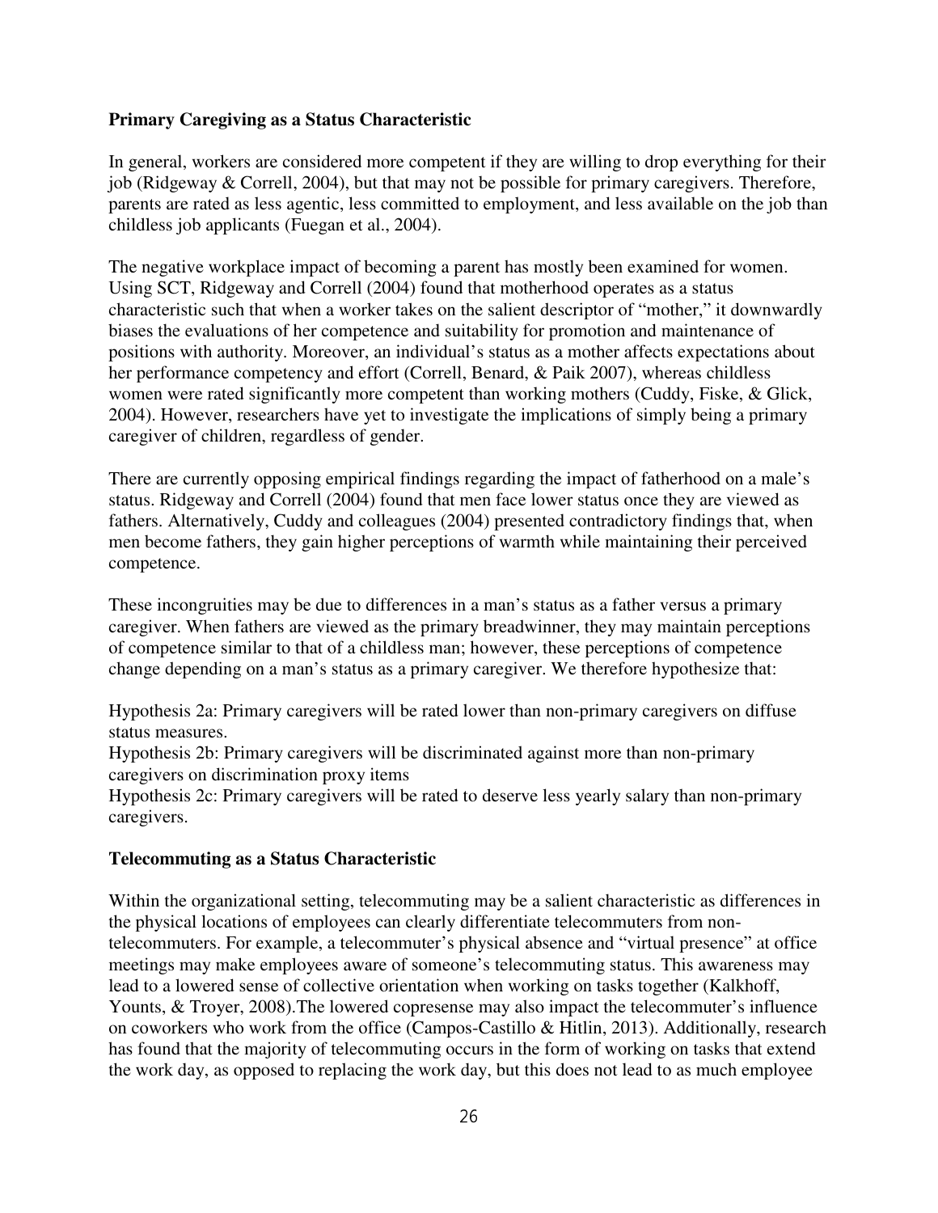### Primary Caregiving as a Status Characteristic

In general, workers are considered more competent if they are willing to drop everything for their job (Ridgeway & Correll, 2004), but that may not be possible for primary caregivers. Therefore, parents are rated as less agentic, less committed to employment, and less available on the job than childless job applicants (Fuegan et al., 2004).

The negative workplace impact of becoming a parent has mostly been examined for women. Using SCT, Ridgeway and Correll (2004) found that motherhood operates as a status characteristic such that when a worker takes on the salient descriptor of "mother," it downwardly biases the evaluations of her competence and suitability for promotion and maintenance of positions with authority. Moreover, an individual's status as a mother affects expectations about her performance competency and effort (Correll, Benard, & Paik 2007), whereas childless women were rated significantly more competent than working mothers (Cuddy, Fiske, & Glick, 2004). However, researchers have yet to investigate the implications of simply being a primary caregiver of children, regardless of gender.

There are currently opposing empirical findings regarding the impact of fatherhood on a male's status. Ridgeway and Correll (2004) found that men face lower status once they are viewed as fathers. Alternatively, Cuddy and colleagues (2004) presented contradictory findings that, when men become fathers, they gain higher perceptions of warmth while maintaining their perceived competence.

These incongruities may be due to differences in a man's status as a father versus a primary caregiver. When fathers are viewed as the primary breadwinner, they may maintain perceptions of competence similar to that of a childless man; however, these perceptions of competence change depending on a man's status as a primary caregiver. We therefore hypothesize that:

Hypothesis 2a: Primary caregivers will be rated lower than non-primary caregivers on diffuse status measures.
Hypothesis 2b: Primary caregivers will be discriminated against more than non-primary caregivers on discrimination proxy items
Hypothesis 2c: Primary caregivers will be rated to deserve less yearly salary than non-primary caregivers.

### Telecommuting as a Status Characteristic

Within the organizational setting, telecommuting may be a salient characteristic as differences in the physical locations of employees can clearly differentiate telecommuters from non-telecommuters. For example, a telecommuter's physical absence and "virtual presence" at office meetings may make employees aware of someone's telecommuting status. This awareness may lead to a lowered sense of collective orientation when working on tasks together (Kalkhoff, Younts, & Troyer, 2008).The lowered copresense may also impact the telecommuter's influence on coworkers who work from the office (Campos-Castillo & Hitlin, 2013). Additionally, research has found that the majority of telecommuting occurs in the form of working on tasks that extend the work day, as opposed to replacing the work day, but this does not lead to as much employee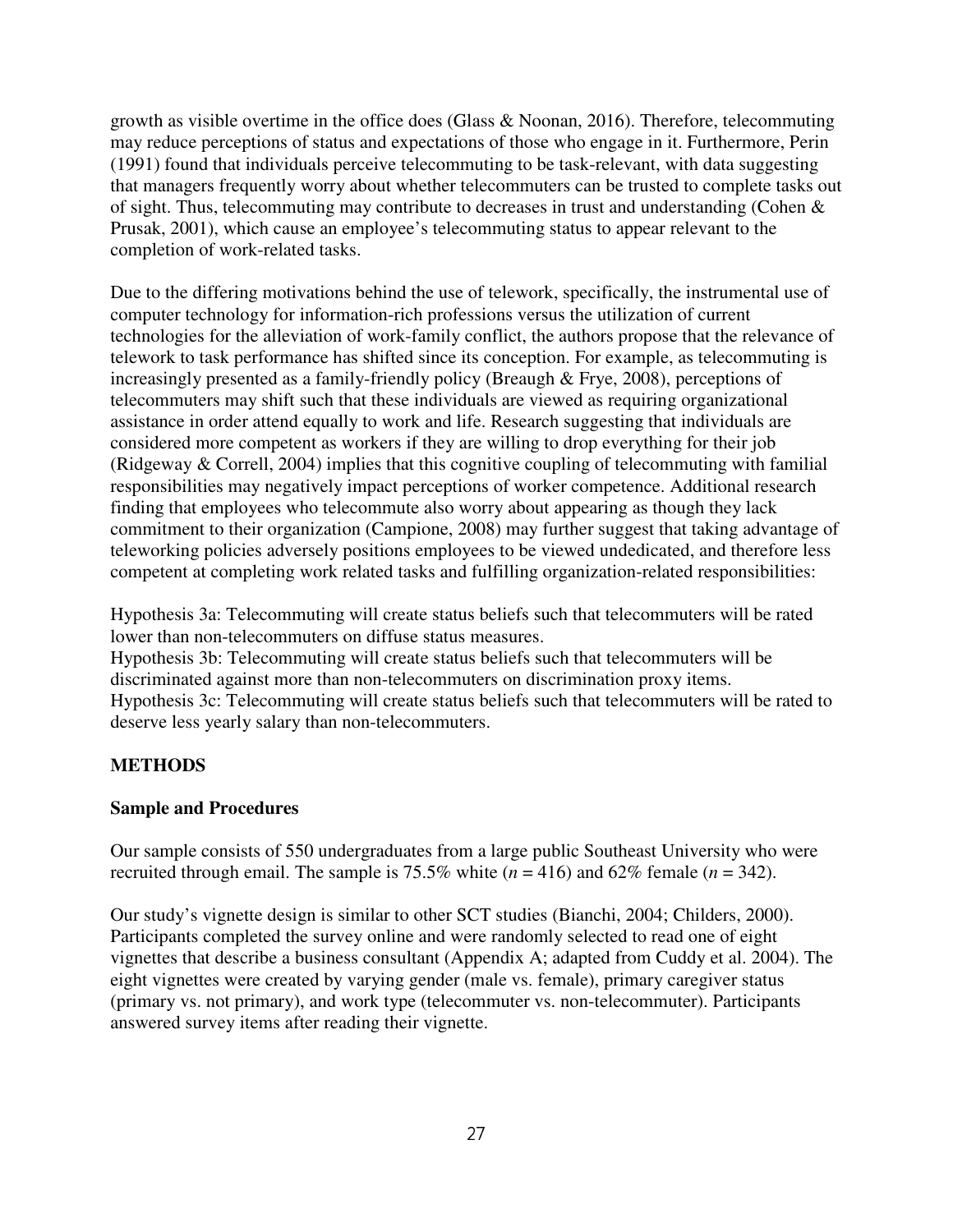growth as visible overtime in the office does (Glass & Noonan, 2016). Therefore, telecommuting may reduce perceptions of status and expectations of those who engage in it. Furthermore, Perin (1991) found that individuals perceive telecommuting to be task-relevant, with data suggesting that managers frequently worry about whether telecommuters can be trusted to complete tasks out of sight. Thus, telecommuting may contribute to decreases in trust and understanding (Cohen & Prusak, 2001), which cause an employee's telecommuting status to appear relevant to the completion of work-related tasks.

Due to the differing motivations behind the use of telework, specifically, the instrumental use of computer technology for information-rich professions versus the utilization of current technologies for the alleviation of work-family conflict, the authors propose that the relevance of telework to task performance has shifted since its conception. For example, as telecommuting is increasingly presented as a family-friendly policy (Breaugh & Frye, 2008), perceptions of telecommuters may shift such that these individuals are viewed as requiring organizational assistance in order attend equally to work and life. Research suggesting that individuals are considered more competent as workers if they are willing to drop everything for their job (Ridgeway & Correll, 2004) implies that this cognitive coupling of telecommuting with familial responsibilities may negatively impact perceptions of worker competence. Additional research finding that employees who telecommute also worry about appearing as though they lack commitment to their organization (Campione, 2008) may further suggest that taking advantage of teleworking policies adversely positions employees to be viewed undedicated, and therefore less competent at completing work related tasks and fulfilling organization-related responsibilities:

Hypothesis 3a: Telecommuting will create status beliefs such that telecommuters will be rated lower than non-telecommuters on diffuse status measures.
Hypothesis 3b: Telecommuting will create status beliefs such that telecommuters will be discriminated against more than non-telecommuters on discrimination proxy items.
Hypothesis 3c: Telecommuting will create status beliefs such that telecommuters will be rated to deserve less yearly salary than non-telecommuters.

## METHODS

### Sample and Procedures

Our sample consists of 550 undergraduates from a large public Southeast University who were recruited through email. The sample is 75.5% white ($n$ = 416) and 62% female ($n$ = 342).

Our study's vignette design is similar to other SCT studies (Bianchi, 2004; Childers, 2000). Participants completed the survey online and were randomly selected to read one of eight vignettes that describe a business consultant (Appendix A; adapted from Cuddy et al. 2004). The eight vignettes were created by varying gender (male vs. female), primary caregiver status (primary vs. not primary), and work type (telecommuter vs. non-telecommuter). Participants answered survey items after reading their vignette.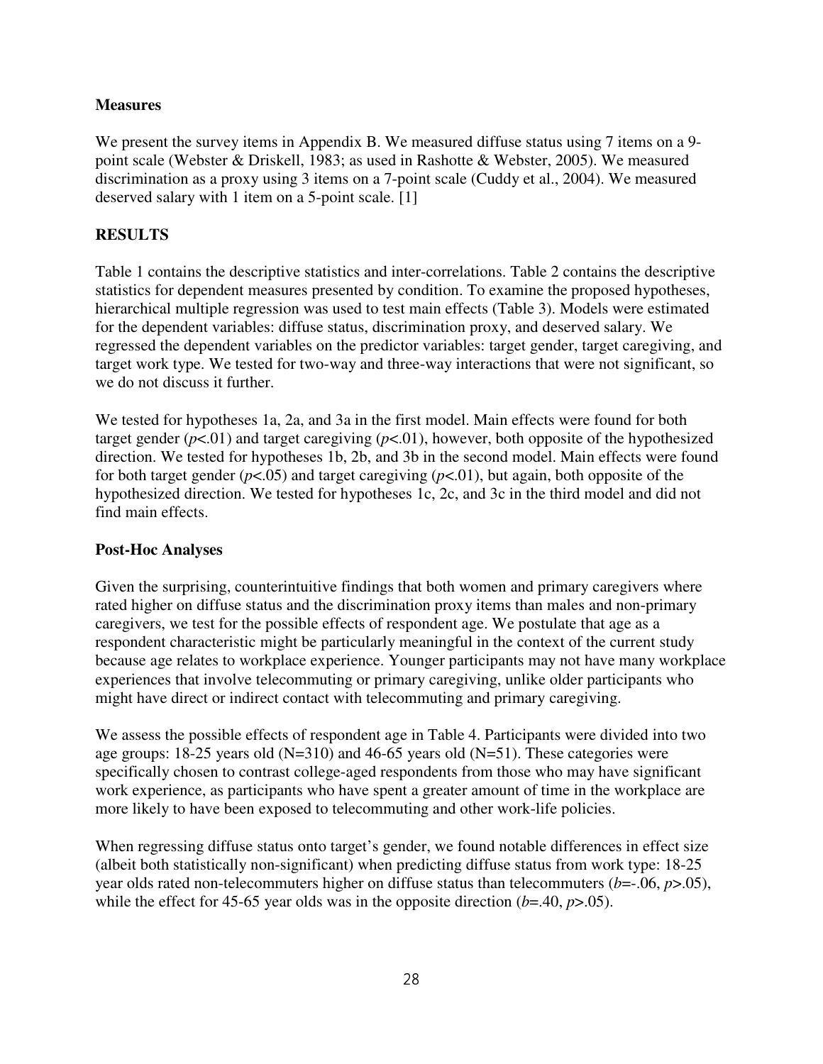### Measures

We present the survey items in Appendix B. We measured diffuse status using 7 items on a 9-point scale (Webster & Driskell, 1983; as used in Rashotte & Webster, 2005). We measured discrimination as a proxy using 3 items on a 7-point scale (Cuddy et al., 2004). We measured deserved salary with 1 item on a 5-point scale. [1]

## RESULTS

Table 1 contains the descriptive statistics and inter-correlations. Table 2 contains the descriptive statistics for dependent measures presented by condition. To examine the proposed hypotheses, hierarchical multiple regression was used to test main effects (Table 3). Models were estimated for the dependent variables: diffuse status, discrimination proxy, and deserved salary. We regressed the dependent variables on the predictor variables: target gender, target caregiving, and target work type. We tested for two-way and three-way interactions that were not significant, so we do not discuss it further.

We tested for hypotheses 1a, 2a, and 3a in the first model. Main effects were found for both target gender ($p<.01$) and target caregiving ($p<.01$), however, both opposite of the hypothesized direction. We tested for hypotheses 1b, 2b, and 3b in the second model. Main effects were found for both target gender ($p<.05$) and target caregiving ($p<.01$), but again, both opposite of the hypothesized direction. We tested for hypotheses 1c, 2c, and 3c in the third model and did not find main effects.

### Post-Hoc Analyses

Given the surprising, counterintuitive findings that both women and primary caregivers where rated higher on diffuse status and the discrimination proxy items than males and non-primary caregivers, we test for the possible effects of respondent age. We postulate that age as a respondent characteristic might be particularly meaningful in the context of the current study because age relates to workplace experience. Younger participants may not have many workplace experiences that involve telecommuting or primary caregiving, unlike older participants who might have direct or indirect contact with telecommuting and primary caregiving.

We assess the possible effects of respondent age in Table 4. Participants were divided into two age groups: 18-25 years old (N=310) and 46-65 years old (N=51). These categories were specifically chosen to contrast college-aged respondents from those who may have significant work experience, as participants who have spent a greater amount of time in the workplace are more likely to have been exposed to telecommuting and other work-life policies.

When regressing diffuse status onto target's gender, we found notable differences in effect size (albeit both statistically non-significant) when predicting diffuse status from work type: 18-25 year olds rated non-telecommuters higher on diffuse status than telecommuters ($b$=-.06, $p$>.05), while the effect for 45-65 year olds was in the opposite direction ($b$=.40, $p$>.05).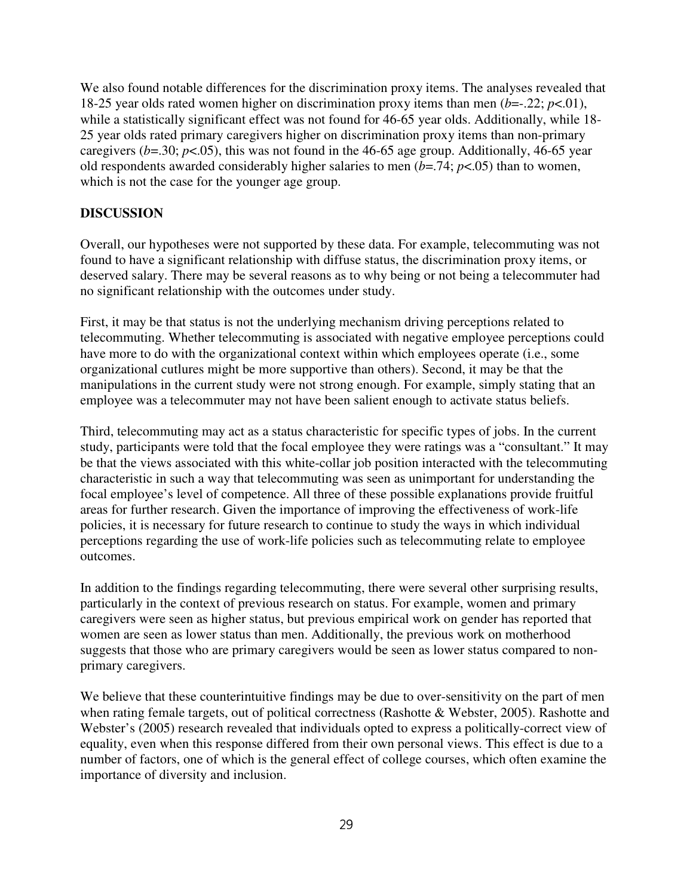We also found notable differences for the discrimination proxy items. The analyses revealed that 18-25 year olds rated women higher on discrimination proxy items than men ($b$=-.22; $p$<.01), while a statistically significant effect was not found for 46-65 year olds. Additionally, while 18-25 year olds rated primary caregivers higher on discrimination proxy items than non-primary caregivers ($b$=.30; $p$<.05), this was not found in the 46-65 age group. Additionally, 46-65 year old respondents awarded considerably higher salaries to men ($b$=.74; $p$<.05) than to women, which is not the case for the younger age group.

## DISCUSSION

Overall, our hypotheses were not supported by these data. For example, telecommuting was not found to have a significant relationship with diffuse status, the discrimination proxy items, or deserved salary. There may be several reasons as to why being or not being a telecommuter had no significant relationship with the outcomes under study.

First, it may be that status is not the underlying mechanism driving perceptions related to telecommuting. Whether telecommuting is associated with negative employee perceptions could have more to do with the organizational context within which employees operate (i.e., some organizational cutlures might be more supportive than others). Second, it may be that the manipulations in the current study were not strong enough. For example, simply stating that an employee was a telecommuter may not have been salient enough to activate status beliefs.

Third, telecommuting may act as a status characteristic for specific types of jobs. In the current study, participants were told that the focal employee they were ratings was a "consultant." It may be that the views associated with this white-collar job position interacted with the telecommuting characteristic in such a way that telecommuting was seen as unimportant for understanding the focal employee's level of competence. All three of these possible explanations provide fruitful areas for further research. Given the importance of improving the effectiveness of work-life policies, it is necessary for future research to continue to study the ways in which individual perceptions regarding the use of work-life policies such as telecommuting relate to employee outcomes.

In addition to the findings regarding telecommuting, there were several other surprising results, particularly in the context of previous research on status. For example, women and primary caregivers were seen as higher status, but previous empirical work on gender has reported that women are seen as lower status than men. Additionally, the previous work on motherhood suggests that those who are primary caregivers would be seen as lower status compared to non-primary caregivers.

We believe that these counterintuitive findings may be due to over-sensitivity on the part of men when rating female targets, out of political correctness (Rashotte & Webster, 2005). Rashotte and Webster's (2005) research revealed that individuals opted to express a politically-correct view of equality, even when this response differed from their own personal views. This effect is due to a number of factors, one of which is the general effect of college courses, which often examine the importance of diversity and inclusion.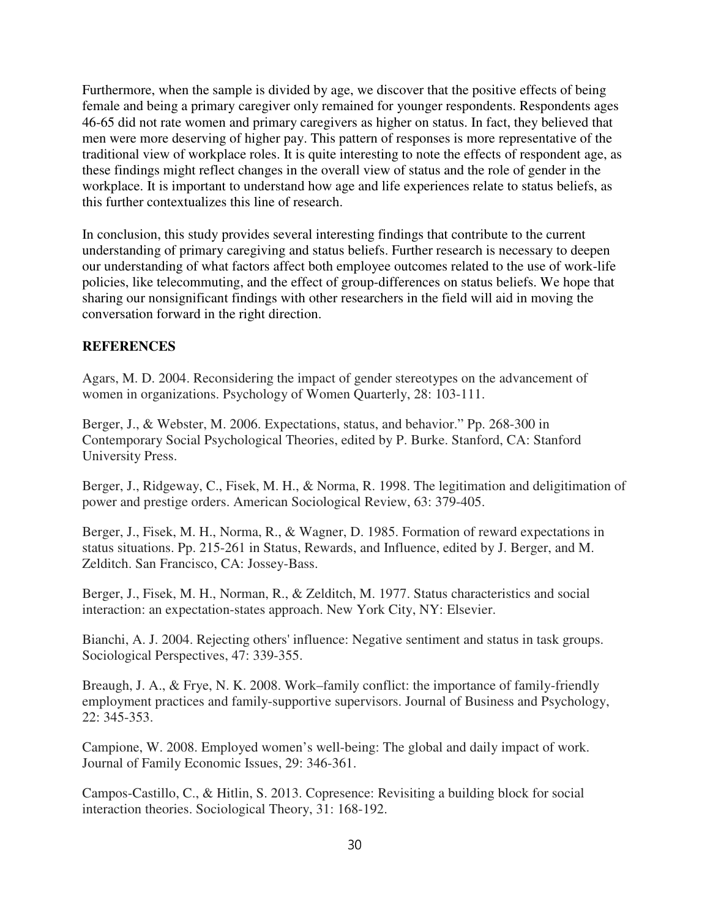Furthermore, when the sample is divided by age, we discover that the positive effects of being female and being a primary caregiver only remained for younger respondents. Respondents ages 46-65 did not rate women and primary caregivers as higher on status. In fact, they believed that men were more deserving of higher pay. This pattern of responses is more representative of the traditional view of workplace roles. It is quite interesting to note the effects of respondent age, as these findings might reflect changes in the overall view of status and the role of gender in the workplace. It is important to understand how age and life experiences relate to status beliefs, as this further contextualizes this line of research.

In conclusion, this study provides several interesting findings that contribute to the current understanding of primary caregiving and status beliefs. Further research is necessary to deepen our understanding of what factors affect both employee outcomes related to the use of work-life policies, like telecommuting, and the effect of group-differences on status beliefs. We hope that sharing our nonsignificant findings with other researchers in the field will aid in moving the conversation forward in the right direction.

## REFERENCES

Agars, M. D. 2004. Reconsidering the impact of gender stereotypes on the advancement of women in organizations. Psychology of Women Quarterly, 28: 103-111.

Berger, J., & Webster, M. 2006. Expectations, status, and behavior." Pp. 268-300 in Contemporary Social Psychological Theories, edited by P. Burke. Stanford, CA: Stanford University Press.

Berger, J., Ridgeway, C., Fisek, M. H., & Norma, R. 1998. The legitimation and deligitimation of power and prestige orders. American Sociological Review, 63: 379-405.

Berger, J., Fisek, M. H., Norma, R., & Wagner, D. 1985. Formation of reward expectations in status situations. Pp. 215-261 in Status, Rewards, and Influence, edited by J. Berger, and M. Zelditch. San Francisco, CA: Jossey-Bass.

Berger, J., Fisek, M. H., Norman, R., & Zelditch, M. 1977. Status characteristics and social interaction: an expectation-states approach. New York City, NY: Elsevier.

Bianchi, A. J. 2004. Rejecting others' influence: Negative sentiment and status in task groups. Sociological Perspectives, 47: 339-355.

Breaugh, J. A., & Frye, N. K. 2008. Work–family conflict: the importance of family-friendly employment practices and family-supportive supervisors. Journal of Business and Psychology, 22: 345-353.

Campione, W. 2008. Employed women's well-being: The global and daily impact of work. Journal of Family Economic Issues, 29: 346-361.

Campos-Castillo, C., & Hitlin, S. 2013. Copresence: Revisiting a building block for social interaction theories. Sociological Theory, 31: 168-192.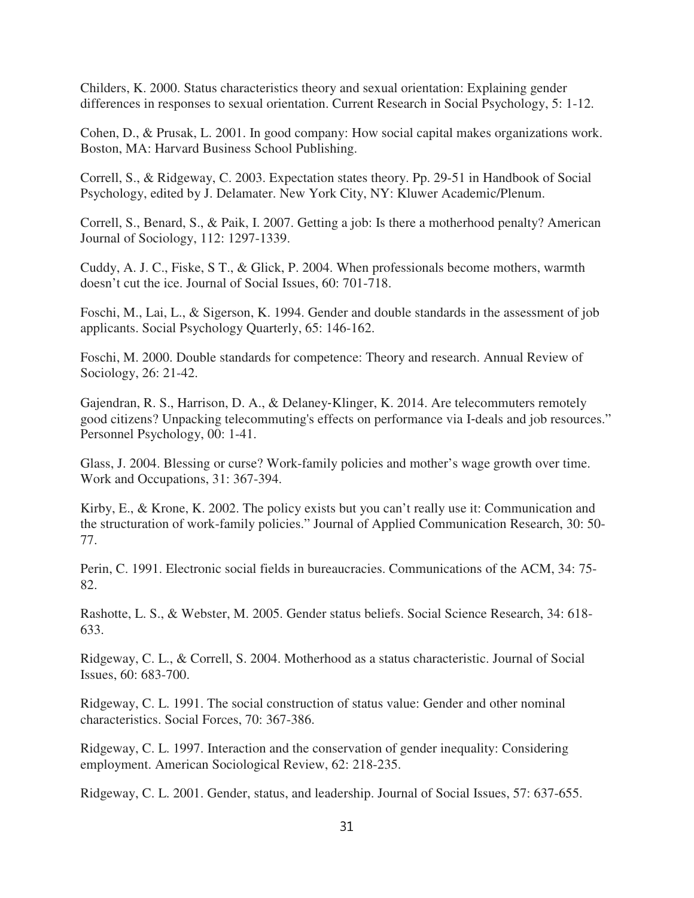Childers, K. 2000. Status characteristics theory and sexual orientation: Explaining gender differences in responses to sexual orientation. Current Research in Social Psychology, 5: 1-12.

Cohen, D., & Prusak, L. 2001. In good company: How social capital makes organizations work. Boston, MA: Harvard Business School Publishing.

Correll, S., & Ridgeway, C. 2003. Expectation states theory. Pp. 29-51 in Handbook of Social Psychology, edited by J. Delamater. New York City, NY: Kluwer Academic/Plenum.

Correll, S., Benard, S., & Paik, I. 2007. Getting a job: Is there a motherhood penalty? American Journal of Sociology, 112: 1297-1339.

Cuddy, A. J. C., Fiske, S T., & Glick, P. 2004. When professionals become mothers, warmth doesn't cut the ice. Journal of Social Issues, 60: 701-718.

Foschi, M., Lai, L., & Sigerson, K. 1994. Gender and double standards in the assessment of job applicants. Social Psychology Quarterly, 65: 146-162.

Foschi, M. 2000. Double standards for competence: Theory and research. Annual Review of Sociology, 26: 21-42.

Gajendran, R. S., Harrison, D. A., & Delaney-Klinger, K. 2014. Are telecommuters remotely good citizens? Unpacking telecommuting's effects on performance via I-deals and job resources." Personnel Psychology, 00: 1-41.

Glass, J. 2004. Blessing or curse? Work-family policies and mother's wage growth over time. Work and Occupations, 31: 367-394.

Kirby, E., & Krone, K. 2002. The policy exists but you can't really use it: Communication and the structuration of work-family policies." Journal of Applied Communication Research, 30: 50-77.

Perin, C. 1991. Electronic social fields in bureaucracies. Communications of the ACM, 34: 75-82.

Rashotte, L. S., & Webster, M. 2005. Gender status beliefs. Social Science Research, 34: 618-633.

Ridgeway, C. L., & Correll, S. 2004. Motherhood as a status characteristic. Journal of Social Issues, 60: 683-700.

Ridgeway, C. L. 1991. The social construction of status value: Gender and other nominal characteristics. Social Forces, 70: 367-386.

Ridgeway, C. L. 1997. Interaction and the conservation of gender inequality: Considering employment. American Sociological Review, 62: 218-235.

Ridgeway, C. L. 2001. Gender, status, and leadership. Journal of Social Issues, 57: 637-655.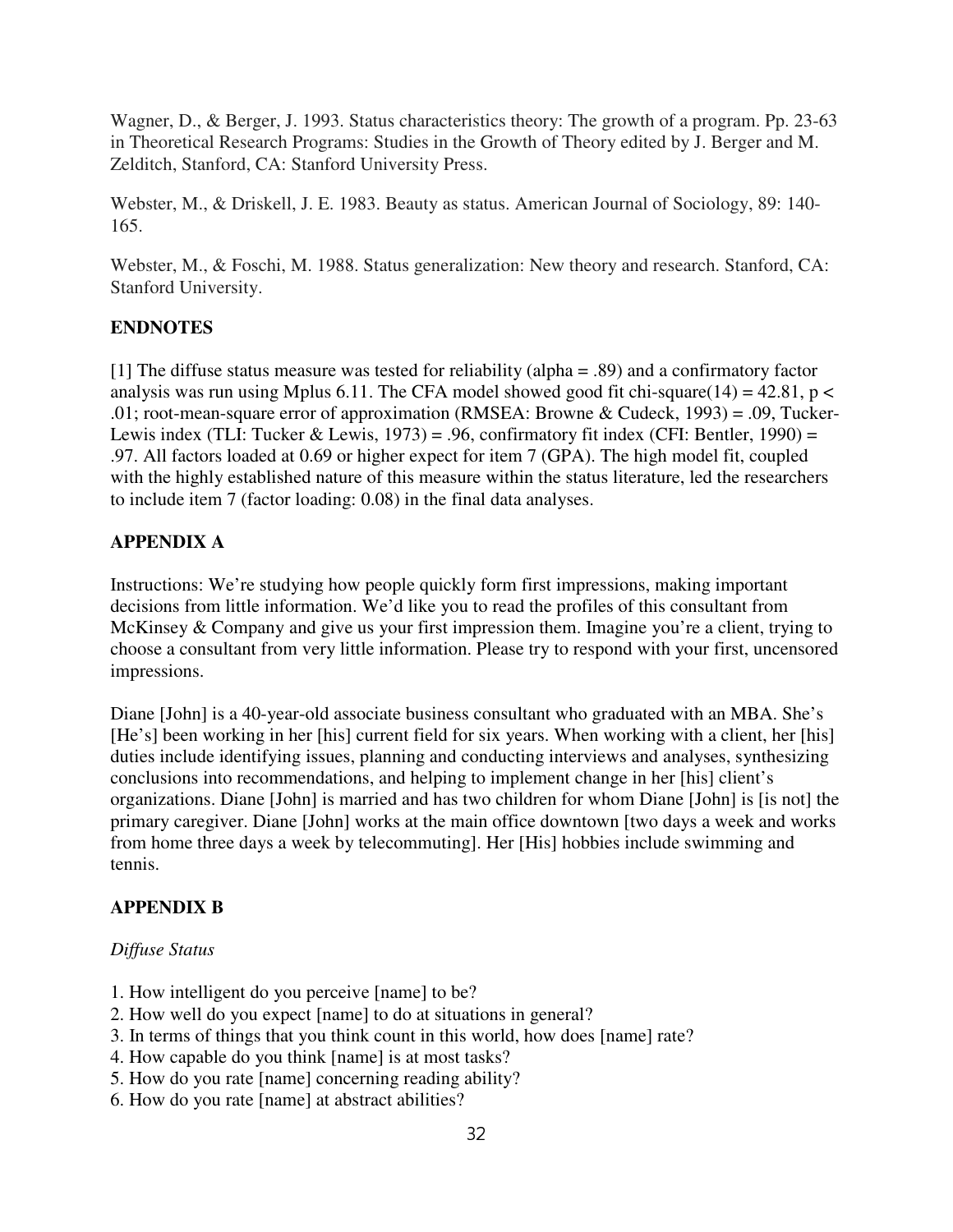Wagner, D., & Berger, J. 1993. Status characteristics theory: The growth of a program. Pp. 23-63 in Theoretical Research Programs: Studies in the Growth of Theory edited by J. Berger and M. Zelditch, Stanford, CA: Stanford University Press.

Webster, M., & Driskell, J. E. 1983. Beauty as status. American Journal of Sociology, 89: 140-165.

Webster, M., & Foschi, M. 1988. Status generalization: New theory and research. Stanford, CA: Stanford University.

## ENDNOTES

[1] The diffuse status measure was tested for reliability (alpha = .89) and a confirmatory factor analysis was run using Mplus 6.11. The CFA model showed good fit chi-square(14) = 42.81, $p < .01$; root-mean-square error of approximation (RMSEA: Browne & Cudeck, 1993) = .09, Tucker-Lewis index (TLI: Tucker & Lewis, 1973) = .96, confirmatory fit index (CFI: Bentler, 1990) = .97. All factors loaded at 0.69 or higher expect for item 7 (GPA). The high model fit, coupled with the highly established nature of this measure within the status literature, led the researchers to include item 7 (factor loading: 0.08) in the final data analyses.

## APPENDIX A

Instructions: We're studying how people quickly form first impressions, making important decisions from little information. We'd like you to read the profiles of this consultant from McKinsey & Company and give us your first impression them. Imagine you're a client, trying to choose a consultant from very little information. Please try to respond with your first, uncensored impressions.

Diane [John] is a 40-year-old associate business consultant who graduated with an MBA. She's [He's] been working in her [his] current field for six years. When working with a client, her [his] duties include identifying issues, planning and conducting interviews and analyses, synthesizing conclusions into recommendations, and helping to implement change in her [his] client's organizations. Diane [John] is married and has two children for whom Diane [John] is [is not] the primary caregiver. Diane [John] works at the main office downtown [two days a week and works from home three days a week by telecommuting]. Her [His] hobbies include swimming and tennis.

## APPENDIX B

*Diffuse Status*

1. How intelligent do you perceive [name] to be?
2. How well do you expect [name] to do at situations in general?
3. In terms of things that you think count in this world, how does [name] rate?
4. How capable do you think [name] is at most tasks?
5. How do you rate [name] concerning reading ability?
6. How do you rate [name] at abstract abilities?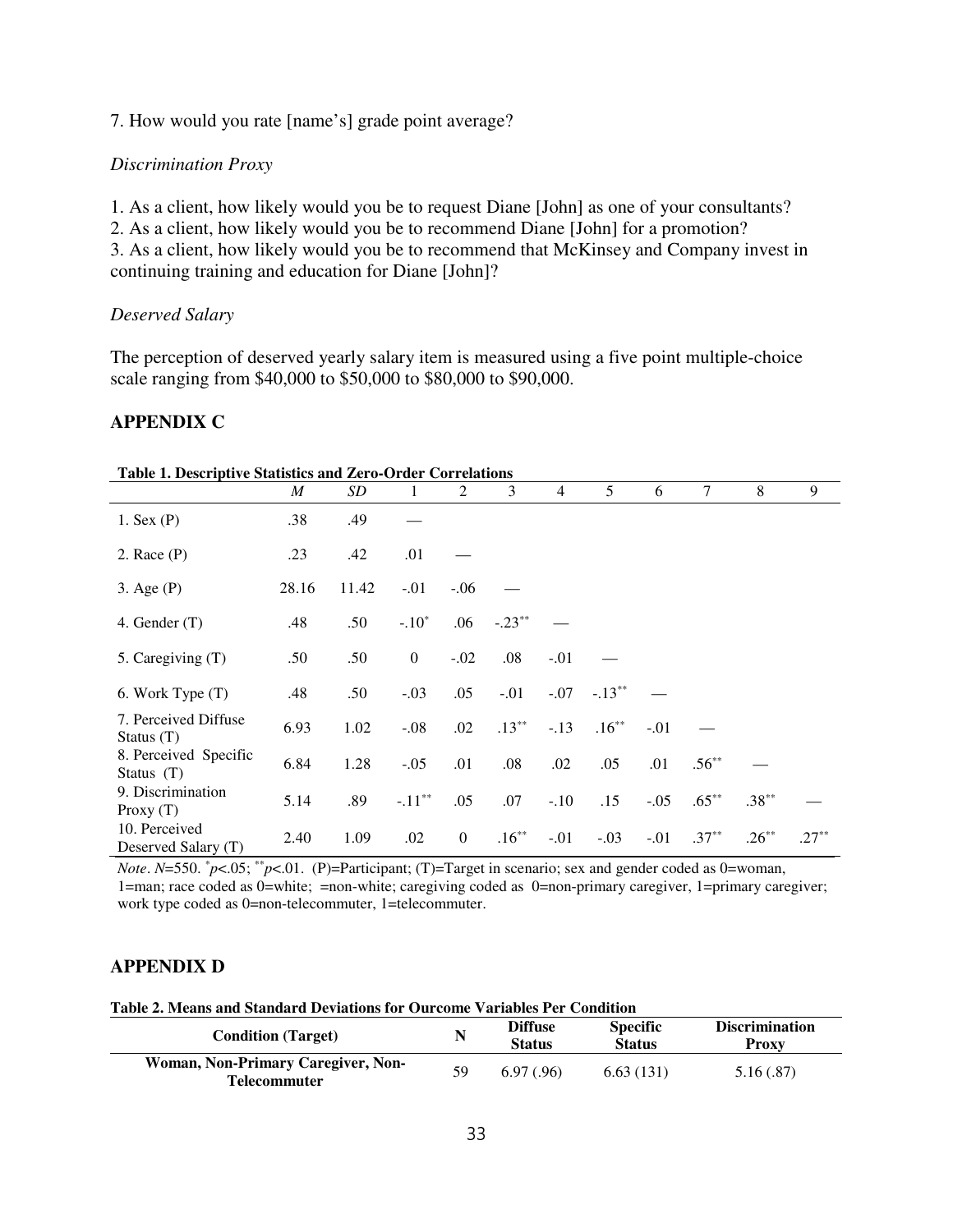7. How would you rate [name's] grade point average?

*Discrimination Proxy*

1. As a client, how likely would you be to request Diane [John] as one of your consultants?
2. As a client, how likely would you be to recommend Diane [John] for a promotion?
3. As a client, how likely would you be to recommend that McKinsey and Company invest in continuing training and education for Diane [John]?

*Deserved Salary*

The perception of deserved yearly salary item is measured using a five point multiple-choice scale ranging from \$40,000 to \$50,000 to \$80,000 to \$90,000.

## APPENDIX C

**Table 1. Descriptive Statistics and Zero-Order Correlations**

| | *M* | *SD* | 1 | 2 | 3 | 4 | 5 | 6 | 7 | 8 | 9 |
|---|---|---|---|---|---|---|---|---|---|---|---|
| 1. Sex (P) | .38 | .49 | — | | | | | | | | |
| 2. Race (P) | .23 | .42 | .01 | — | | | | | | | |
| 3. Age (P) | 28.16 | 11.42 | -.01 | -.06 | — | | | | | | |
| 4. Gender (T) | .48 | .50 | -.10* | .06 | -.23** | — | | | | | |
| 5. Caregiving (T) | .50 | .50 | 0 | -.02 | .08 | -.01 | — | | | | |
| 6. Work Type (T) | .48 | .50 | -.03 | .05 | -.01 | -.07 | -.13** | — | | | |
| 7. Perceived Diffuse Status (T) | 6.93 | 1.02 | -.08 | .02 | .13** | -.13 | .16** | -.01 | — | | |
| 8. Perceived Specific Status (T) | 6.84 | 1.28 | -.05 | .01 | .08 | .02 | .05 | .01 | .56** | — | |
| 9. Discrimination Proxy (T) | 5.14 | .89 | -.11** | .05 | .07 | -.10 | .15 | -.05 | .65** | .38** | — |
| 10. Perceived Deserved Salary (T) | 2.40 | 1.09 | .02 | 0 | .16** | -.01 | -.03 | -.01 | .37** | .26** | .27** |

*Note*. *N*=550. \*$p$<.05; \*\*$p$<.01. (P)=Participant; (T)=Target in scenario; sex and gender coded as 0=woman, 1=man; race coded as 0=white; =non-white; caregiving coded as 0=non-primary caregiver, 1=primary caregiver; work type coded as 0=non-telecommuter, 1=telecommuter.

## APPENDIX D

**Table 2. Means and Standard Deviations for Ourcome Variables Per Condition**

| Condition (Target) | N | Diffuse Status | Specific Status | Discrimination Proxy |
|---|---|---|---|---|
| **Woman, Non-Primary Caregiver, Non-Telecommuter** | 59 | 6.97 (.96) | 6.63 (131) | 5.16 (.87) |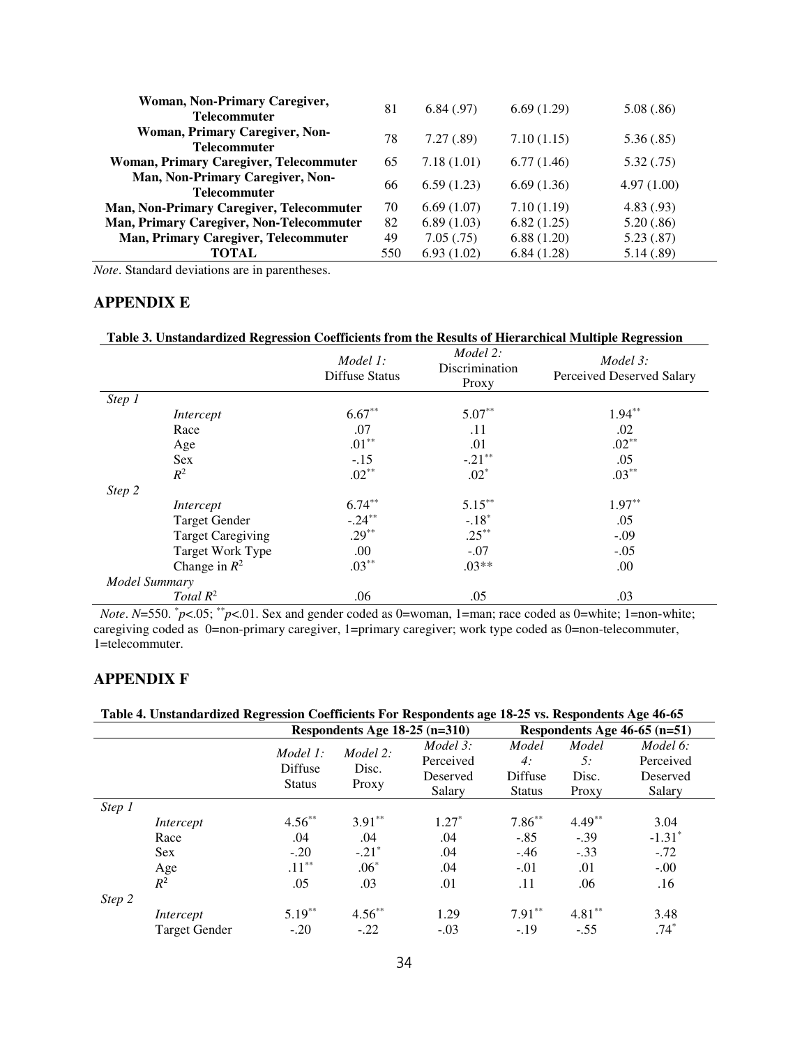| | | | | |
|---|---|---|---|---|
| **Woman, Non-Primary Caregiver, Telecommuter** | 81 | 6.84 (.97) | 6.69 (1.29) | 5.08 (.86) |
| **Woman, Primary Caregiver, Non-Telecommuter** | 78 | 7.27 (.89) | 7.10 (1.15) | 5.36 (.85) |
| **Woman, Primary Caregiver, Telecommuter** | 65 | 7.18 (1.01) | 6.77 (1.46) | 5.32 (.75) |
| **Man, Non-Primary Caregiver, Non-Telecommuter** | 66 | 6.59 (1.23) | 6.69 (1.36) | 4.97 (1.00) |
| **Man, Non-Primary Caregiver, Telecommuter** | 70 | 6.69 (1.07) | 7.10 (1.19) | 4.83 (.93) |
| **Man, Primary Caregiver, Non-Telecommuter** | 82 | 6.89 (1.03) | 6.82 (1.25) | 5.20 (.86) |
| **Man, Primary Caregiver, Telecommuter** | 49 | 7.05 (.75) | 6.88 (1.20) | 5.23 (.87) |
| **TOTAL** | 550 | 6.93 (1.02) | 6.84 (1.28) | 5.14 (.89) |

*Note*. Standard deviations are in parentheses.

## APPENDIX E

**Table 3. Unstandardized Regression Coefficients from the Results of Hierarchical Multiple Regression**

| | | *Model 1:* Diffuse Status | *Model 2:* Discrimination Proxy | *Model 3:* Perceived Deserved Salary |
|---|---|---|---|---|
| *Step 1* | | | | |
| | *Intercept* | 6.67** | 5.07** | 1.94** |
| | Race | .07 | .11 | .02 |
| | Age | .01** | .01 | .02** |
| | Sex | -.15 | -.21** | .05 |
| | $R^2$ | .02** | .02* | .03** |
| *Step 2* | | | | |
| | *Intercept* | 6.74** | 5.15** | 1.97** |
| | Target Gender | -.24** | -.18* | .05 |
| | Target Caregiving | .29** | .25** | -.09 |
| | Target Work Type | .00 | -.07 | -.05 |
| | Change in $R^2$ | .03** | .03** | .00 |
| *Model Summary* | | | | |
| | *Total* $R^2$ | .06 | .05 | .03 |

*Note*. $N$=550. *$p$<.05; **$p$<.01. Sex and gender coded as 0=woman, 1=man; race coded as 0=white; 1=non-white; caregiving coded as 0=non-primary caregiver, 1=primary caregiver; work type coded as 0=non-telecommuter, 1=telecommuter.

## APPENDIX F

**Table 4. Unstandardized Regression Coefficients For Respondents age 18-25 vs. Respondents Age 46-65**

| | | **Respondents Age 18-25 (n=310)** | | | **Respondents Age 46-65 (n=51)** | | |
|---|---|---|---|---|---|---|---|
| | | *Model 1:* Diffuse Status | *Model 2:* Disc. Proxy | *Model 3:* Perceived Deserved Salary | *Model 4:* Diffuse Status | *Model 5:* Disc. Proxy | *Model 6:* Perceived Deserved Salary |
| *Step 1* | | | | | | | |
| | *Intercept* | 4.56** | 3.91** | 1.27* | 7.86** | 4.49** | 3.04 |
| | Race | .04 | .04 | .04 | -.85 | -.39 | -1.31* |
| | Sex | -.20 | -.21* | .04 | -.46 | -.33 | -.72 |
| | Age | .11** | .06* | .04 | -.01 | .01 | -.00 |
| | $R^2$ | .05 | .03 | .01 | .11 | .06 | .16 |
| *Step 2* | | | | | | | |
| | *Intercept* | 5.19** | 4.56** | 1.29 | 7.91** | 4.81** | 3.48 |
| | Target Gender | -.20 | -.22 | -.03 | -.19 | -.55 | .74* |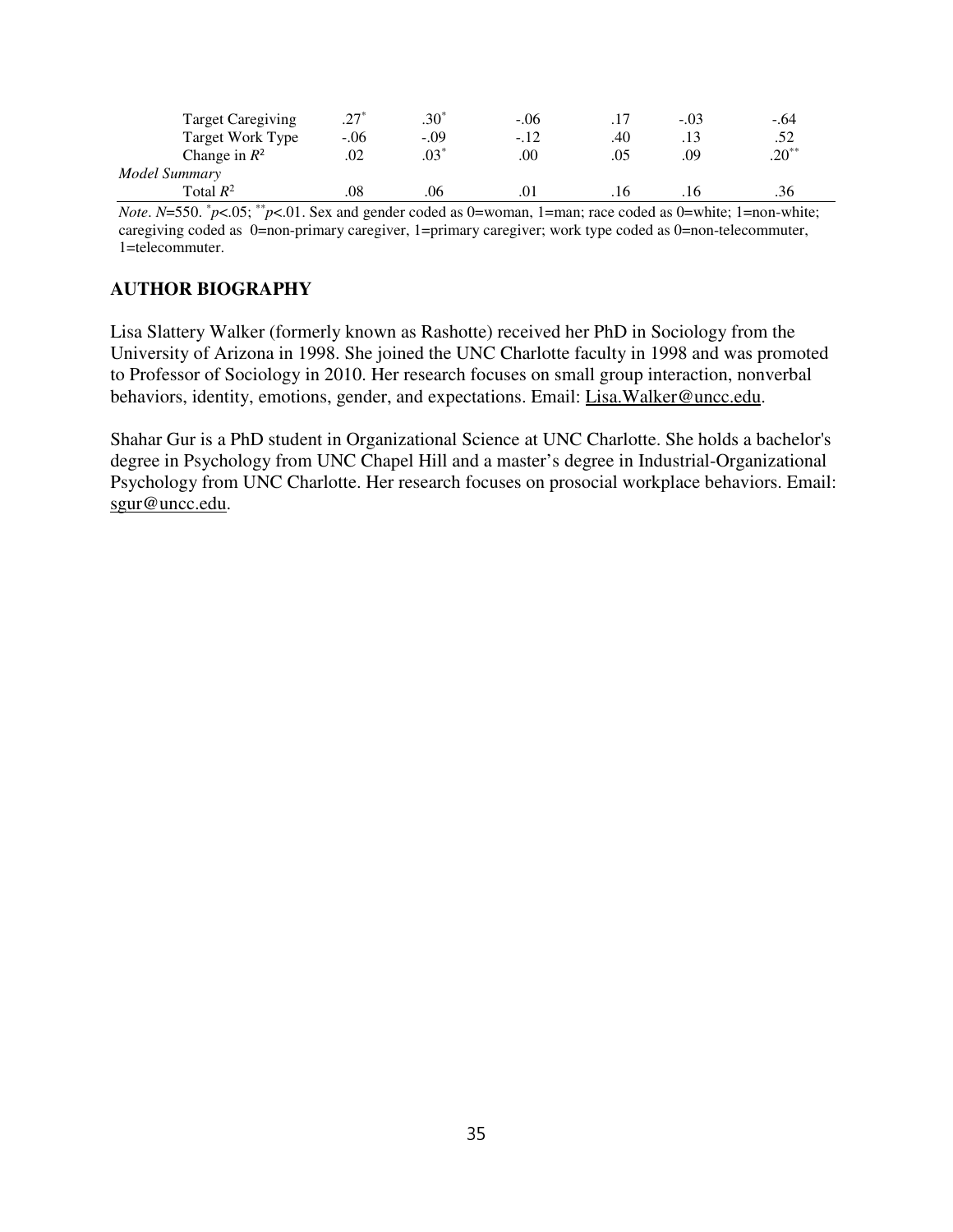| | | | | | | |
|---|---|---|---|---|---|---|
| Target Caregiving | .27* | .30* | -.06 | .17 | -.03 | -.64 |
| Target Work Type | -.06 | -.09 | -.12 | .40 | .13 | .52 |
| Change in $R^2$ | .02 | .03* | .00 | .05 | .09 | .20** |
| *Model Summary* | | | | | | |
| Total $R^2$ | .08 | .06 | .01 | .16 | .16 | .36 |

*Note*. *N*=550. *$p<.05$; **$p<.01$. Sex and gender coded as 0=woman, 1=man; race coded as 0=white; 1=non-white; caregiving coded as 0=non-primary caregiver, 1=primary caregiver; work type coded as 0=non-telecommuter, 1=telecommuter.

## AUTHOR BIOGRAPHY

Lisa Slattery Walker (formerly known as Rashotte) received her PhD in Sociology from the University of Arizona in 1998. She joined the UNC Charlotte faculty in 1998 and was promoted to Professor of Sociology in 2010. Her research focuses on small group interaction, nonverbal behaviors, identity, emotions, gender, and expectations. Email: Lisa.Walker@uncc.edu.

Shahar Gur is a PhD student in Organizational Science at UNC Charlotte. She holds a bachelor's degree in Psychology from UNC Chapel Hill and a master's degree in Industrial-Organizational Psychology from UNC Charlotte. Her research focuses on prosocial workplace behaviors. Email: sgur@uncc.edu.